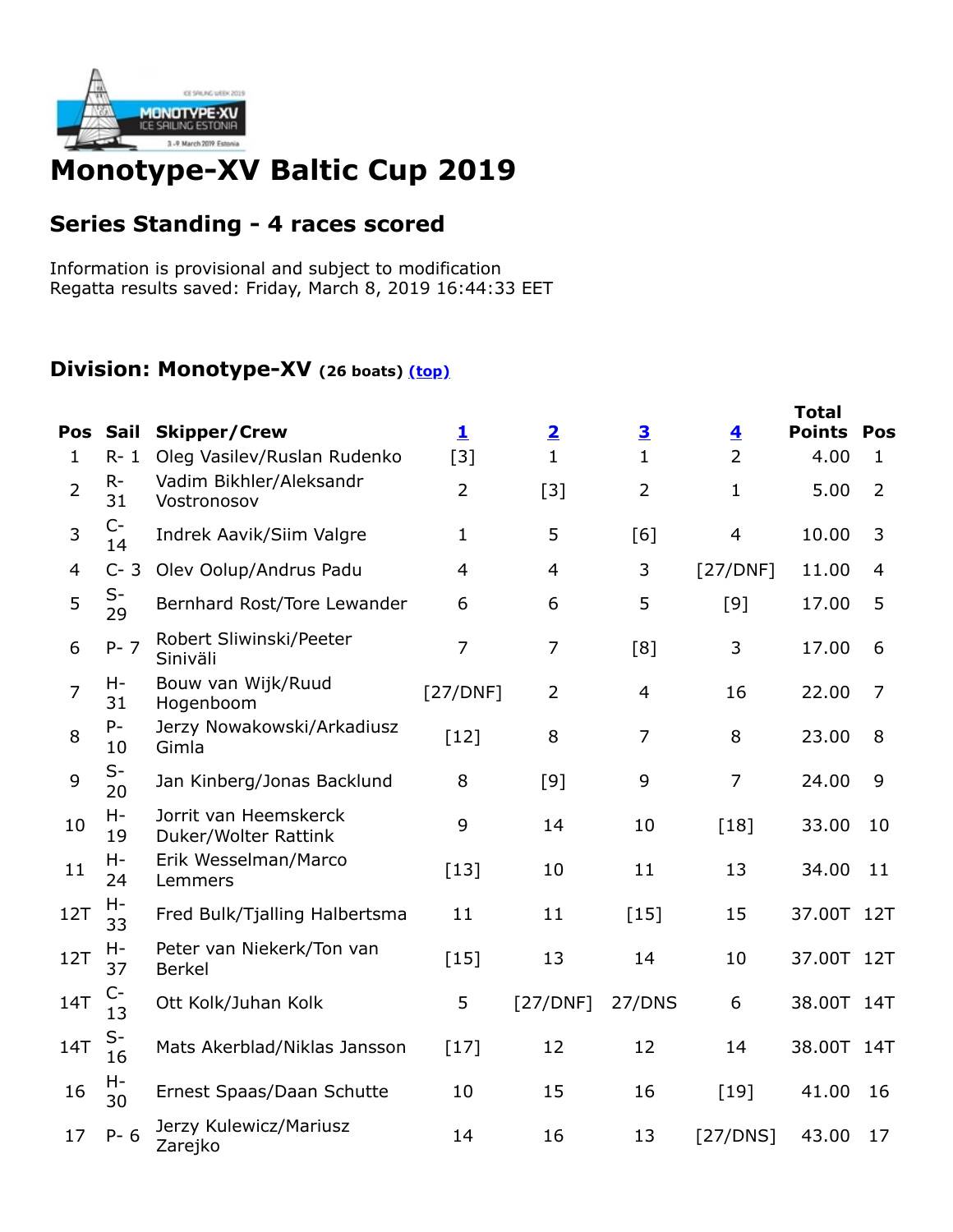# Monotype-XV Baltic Cup 2019

## Series Standing - 4 races scored

Information is provisional and subject to modification
Regatta results saved: Friday, March 8, 2019 16:44:33 EET

### Division: Monotype-XV (26 boats) (top)

| Pos | Sail | Skipper/Crew | 1 | 2 | 3 | 4 | Total Points | Pos |
|---|---|---|---|---|---|---|---|---|
| 1 | R- 1 | Oleg Vasilev/Ruslan Rudenko | [3] | 1 | 1 | 2 | 4.00 | 1 |
| 2 | R- 31 | Vadim Bikhler/Aleksandr Vostronosov | 2 | [3] | 2 | 1 | 5.00 | 2 |
| 3 | C- 14 | Indrek Aavik/Siim Valgre | 1 | 5 | [6] | 4 | 10.00 | 3 |
| 4 | C- 3 | Olev Oolup/Andrus Padu | 4 | 4 | 3 | [27/DNF] | 11.00 | 4 |
| 5 | S- 29 | Bernhard Rost/Tore Lewander | 6 | 6 | 5 | [9] | 17.00 | 5 |
| 6 | P- 7 | Robert Sliwinski/Peeter Siniväli | 7 | 7 | [8] | 3 | 17.00 | 6 |
| 7 | H- 31 | Bouw van Wijk/Ruud Hogenboom | [27/DNF] | 2 | 4 | 16 | 22.00 | 7 |
| 8 | P- 10 | Jerzy Nowakowski/Arkadiusz Gimla | [12] | 8 | 7 | 8 | 23.00 | 8 |
| 9 | S- 20 | Jan Kinberg/Jonas Backlund | 8 | [9] | 9 | 7 | 24.00 | 9 |
| 10 | H- 19 | Jorrit van Heemskerck Duker/Wolter Rattink | 9 | 14 | 10 | [18] | 33.00 | 10 |
| 11 | H- 24 | Erik Wesselman/Marco Lemmers | [13] | 10 | 11 | 13 | 34.00 | 11 |
| 12T | H- 33 | Fred Bulk/Tjalling Halbertsma | 11 | 11 | [15] | 15 | 37.00T | 12T |
| 12T | H- 37 | Peter van Niekerk/Ton van Berkel | [15] | 13 | 14 | 10 | 37.00T | 12T |
| 14T | C- 13 | Ott Kolk/Juhan Kolk | 5 | [27/DNF] | 27/DNS | 6 | 38.00T | 14T |
| 14T | S- 16 | Mats Akerblad/Niklas Jansson | [17] | 12 | 12 | 14 | 38.00T | 14T |
| 16 | H- 30 | Ernest Spaas/Daan Schutte | 10 | 15 | 16 | [19] | 41.00 | 16 |
| 17 | P- 6 | Jerzy Kulewicz/Mariusz Zarejko | 14 | 16 | 13 | [27/DNS] | 43.00 | 17 |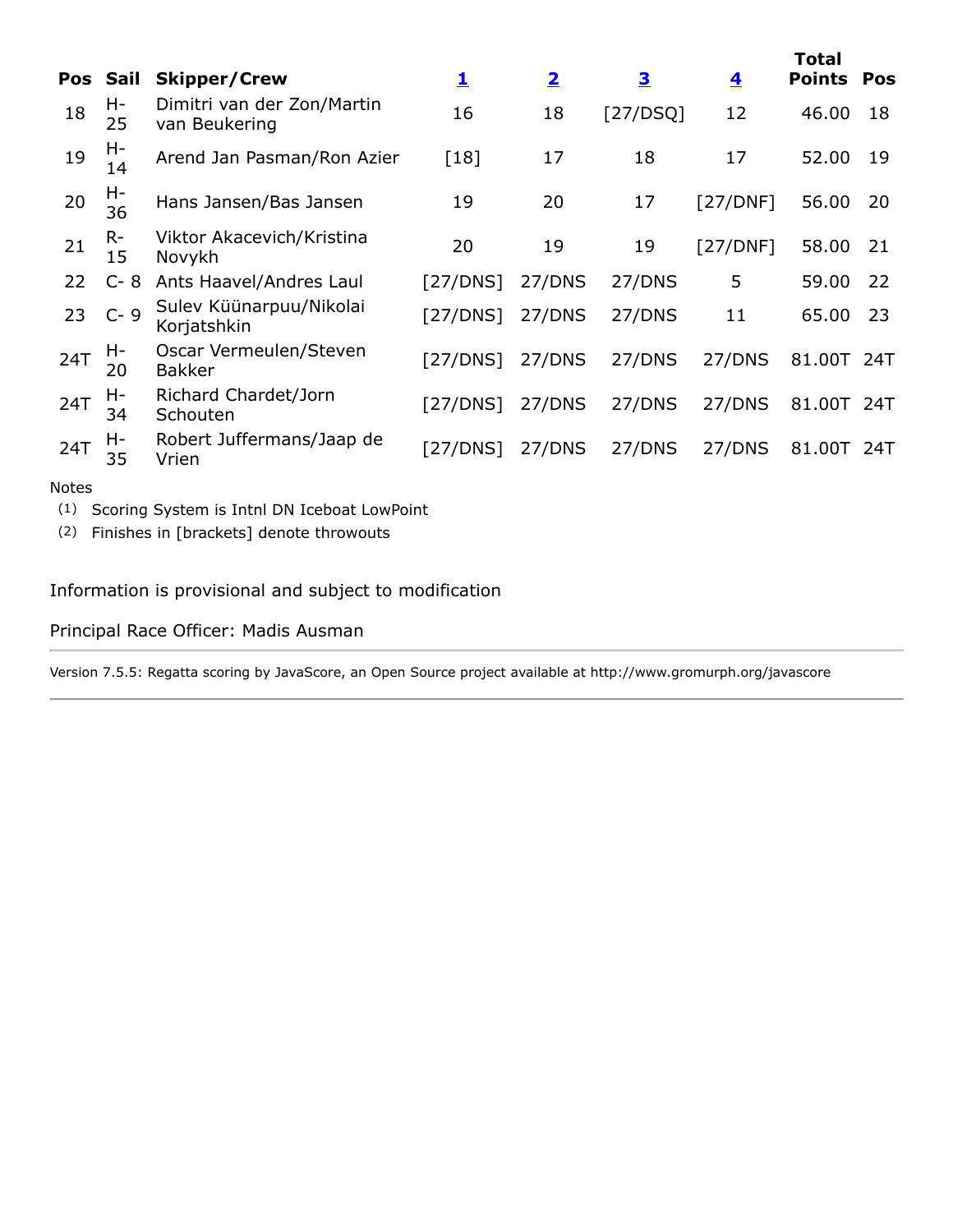| Pos | Sail | Skipper/Crew | 1 | 2 | 3 | 4 | Total Points | Pos |
|---|---|---|---|---|---|---|---|---|
| 18 | H-25 | Dimitri van der Zon/Martin van Beukering | 16 | 18 | [27/DSQ] | 12 | 46.00 | 18 |
| 19 | H-14 | Arend Jan Pasman/Ron Azier | [18] | 17 | 18 | 17 | 52.00 | 19 |
| 20 | H-36 | Hans Jansen/Bas Jansen | 19 | 20 | 17 | [27/DNF] | 56.00 | 20 |
| 21 | R-15 | Viktor Akacevich/Kristina Novykh | 20 | 19 | 19 | [27/DNF] | 58.00 | 21 |
| 22 | C- 8 | Ants Haavel/Andres Laul | [27/DNS] | 27/DNS | 27/DNS | 5 | 59.00 | 22 |
| 23 | C- 9 | Sulev Küünarpuu/Nikolai Korjatshkin | [27/DNS] | 27/DNS | 27/DNS | 11 | 65.00 | 23 |
| 24T | H-20 | Oscar Vermeulen/Steven Bakker | [27/DNS] | 27/DNS | 27/DNS | 27/DNS | 81.00T | 24T |
| 24T | H-34 | Richard Chardet/Jorn Schouten | [27/DNS] | 27/DNS | 27/DNS | 27/DNS | 81.00T | 24T |
| 24T | H-35 | Robert Juffermans/Jaap de Vrien | [27/DNS] | 27/DNS | 27/DNS | 27/DNS | 81.00T | 24T |

Notes

(1) Scoring System is Intnl DN Iceboat LowPoint

(2) Finishes in [brackets] denote throwouts

Information is provisional and subject to modification

Principal Race Officer: Madis Ausman

---

Version 7.5.5: Regatta scoring by JavaScore, an Open Source project available at http://www.gromurph.org/javascore

---